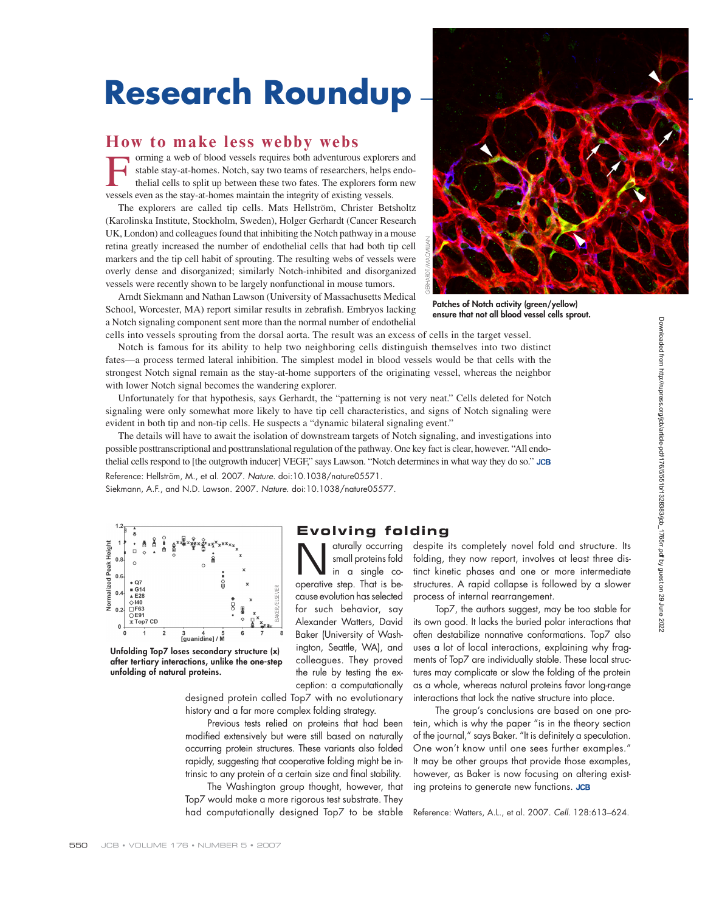# Research Roundup

## How to make less webby webs

Forming a web of blood vessels requires both adventurous explorers and stable stay-at-homes. Notch, say two teams of researchers, helps endothelial cells to split up between these two fates. The explorers form new vessels even as the stay-at-homes maintain the integrity of existing vessels.

The explorers are called tip cells. Mats Hellström, Christer Betsholtz (Karolinska Institute, Stockholm, Sweden), Holger Gerhardt (Cancer Research UK, London) and colleagues found that inhibiting the Notch pathway in a mouse retina greatly increased the number of endothelial cells that had both tip cell markers and the tip cell habit of sprouting. The resulting webs of vessels were overly dense and disorganized; similarly Notch-inhibited and disorganized vessels were recently shown to be largely nonfunctional in mouse tumors.

Arndt Siekmann and Nathan Lawson (University of Massachusetts Medical School, Worcester, MA) report similar results in zebrafish. Embryos lacking a Notch signaling component sent more than the normal number of endothelial cells into vessels sprouting from the dorsal aorta. The result was an excess of cells in the target vessel.

GERHARDT/MACMILLAN

**Patches of Notch activity (green/yellow) ensure that not all blood vessel cells sprout.**

Notch is famous for its ability to help two neighboring cells distinguish themselves into two distinct fates—a process termed lateral inhibition. The simplest model in blood vessels would be that cells with the strongest Notch signal remain as the stay-at-home supporters of the originating vessel, whereas the neighbor with lower Notch signal becomes the wandering explorer.

Unfortunately for that hypothesis, says Gerhardt, the "patterning is not very neat." Cells deleted for Notch signaling were only somewhat more likely to have tip cell characteristics, and signs of Notch signaling were evident in both tip and non-tip cells. He suspects a "dynamic bilateral signaling event."

The details will have to await the isolation of downstream targets of Notch signaling, and investigations into possible posttranscriptional and posttranslational regulation of the pathway. One key fact is clear, however. "All endothelial cells respond to [the outgrowth inducer] VEGF," says Lawson. "Notch determines in what way they do so." **JCB**

Reference: Hellström, M., et al. 2007. *Nature.* doi:10.1038/nature05571.

Siekmann, A.F., and N.D. Lawson. 2007. *Nature.* doi:10.1038/nature05577.

## Evolving folding

Normalized Peak Height
[guanidine] / M
Q7
G14
E28
I40
F63
E91
Top7 CD
BAKER/ELSEVIER

**Unfolding Top7 loses secondary structure (x) after tertiary interactions, unlike the one-step unfolding of natural proteins.**

Naturally occurring small proteins fold in a single cooperative step. That is because evolution has selected for such behavior, say Alexander Watters, David Baker (University of Washington, Seattle, WA), and colleagues. They proved the rule by testing the exception: a computationally designed protein called Top7 with no evolutionary history and a far more complex folding strategy.

Previous tests relied on proteins that had been modified extensively but were still based on naturally occurring protein structures. These variants also folded rapidly, suggesting that cooperative folding might be intrinsic to any protein of a certain size and final stability.

The Washington group thought, however, that Top7 would make a more rigorous test substrate. They had computationally designed Top7 to be stable despite its completely novel fold and structure. Its folding, they now report, involves at least three distinct kinetic phases and one or more intermediate structures. A rapid collapse is followed by a slower process of internal rearrangement.

Top7, the authors suggest, may be too stable for its own good. It lacks the buried polar interactions that often destabilize nonnative conformations. Top7 also uses a lot of local interactions, explaining why fragments of Top7 are individually stable. These local structures may complicate or slow the folding of the protein as a whole, whereas natural proteins favor long-range interactions that lock the native structure into place.

The group's conclusions are based on one protein, which is why the paper "is in the theory section of the journal," says Baker. "It is definitely a speculation. One won't know until one sees further examples." It may be other groups that provide those examples, however, as Baker is now focusing on altering existing proteins to generate new functions. **JCB**

Reference: Watters, A.L., et al. 2007. *Cell.* 128:613–624.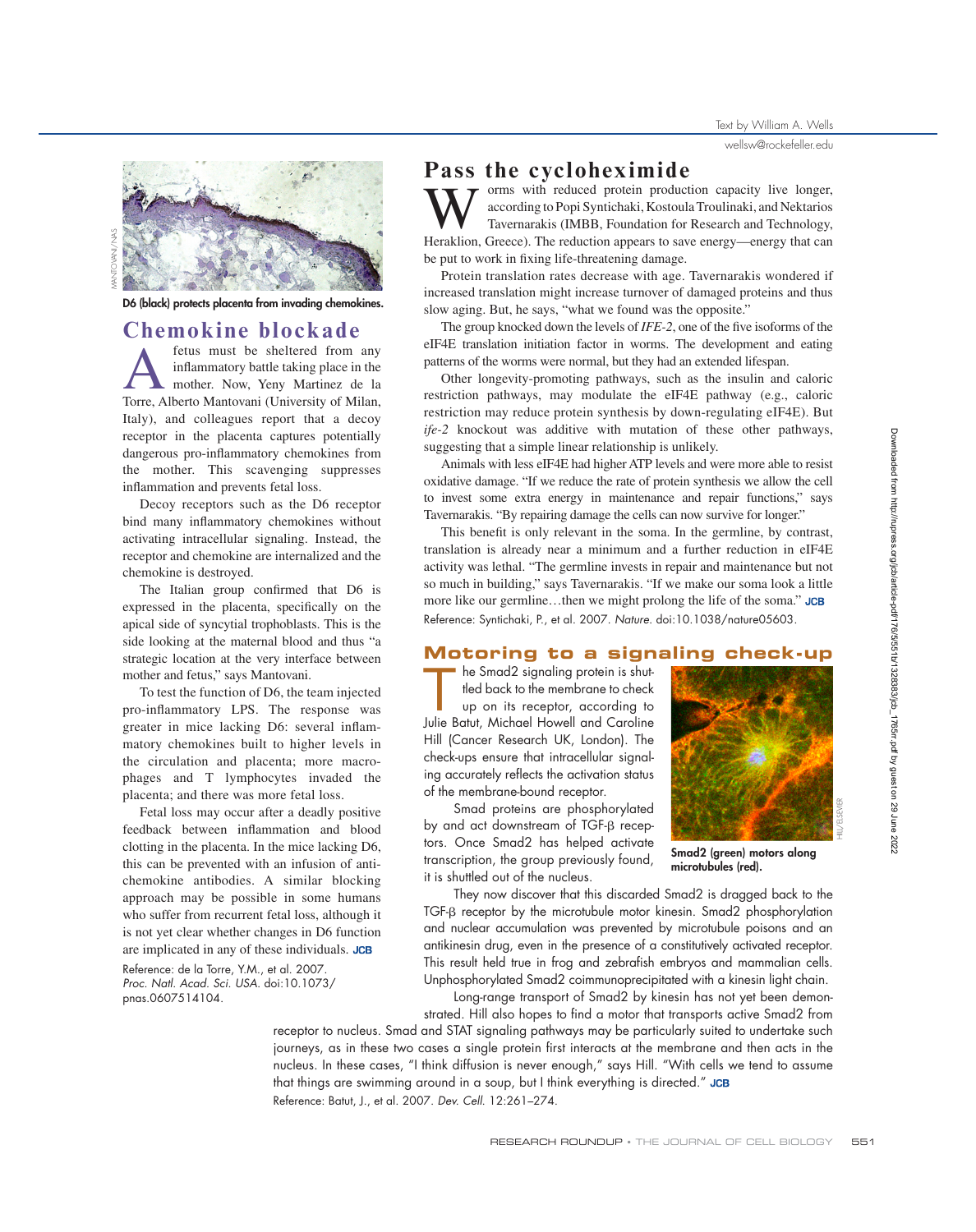Text by William A. Wells
wellsw@rockefeller.edu

D6 (black) protects placenta from invading chemokines.

## Chemokine blockade

A fetus must be sheltered from any inflammatory battle taking place in the mother. Now, Yeny Martinez de la Torre, Alberto Mantovani (University of Milan, Italy), and colleagues report that a decoy receptor in the placenta captures potentially dangerous pro-inflammatory chemokines from the mother. This scavenging suppresses inflammation and prevents fetal loss.

Decoy receptors such as the D6 receptor bind many inflammatory chemokines without activating intracellular signaling. Instead, the receptor and chemokine are internalized and the chemokine is destroyed.

The Italian group confirmed that D6 is expressed in the placenta, specifically on the apical side of syncytial trophoblasts. This is the side looking at the maternal blood and thus "a strategic location at the very interface between mother and fetus," says Mantovani.

To test the function of D6, the team injected pro-inflammatory LPS. The response was greater in mice lacking D6: several inflammatory chemokines built to higher levels in the circulation and placenta; more macrophages and T lymphocytes invaded the placenta; and there was more fetal loss.

Fetal loss may occur after a deadly positive feedback between inflammation and blood clotting in the placenta. In the mice lacking D6, this can be prevented with an infusion of antichemokine antibodies. A similar blocking approach may be possible in some humans who suffer from recurrent fetal loss, although it is not yet clear whether changes in D6 function are implicated in any of these individuals. JCB

Reference: de la Torre, Y.M., et al. 2007. *Proc. Natl. Acad. Sci. USA.* doi:10.1073/pnas.0607514104.

## Pass the cycloheximide

Worms with reduced protein production capacity live longer, according to Popi Syntichaki, Kostoula Troulinaki, and Nektarios Tavernarakis (IMBB, Foundation for Research and Technology, Heraklion, Greece). The reduction appears to save energy—energy that can be put to work in fixing life-threatening damage.

Protein translation rates decrease with age. Tavernarakis wondered if increased translation might increase turnover of damaged proteins and thus slow aging. But, he says, "what we found was the opposite."

The group knocked down the levels of *IFE-2*, one of the five isoforms of the eIF4E translation initiation factor in worms. The development and eating patterns of the worms were normal, but they had an extended lifespan.

Other longevity-promoting pathways, such as the insulin and caloric restriction pathways, may modulate the eIF4E pathway (e.g., caloric restriction may reduce protein synthesis by down-regulating eIF4E). But *ife-2* knockout was additive with mutation of these other pathways, suggesting that a simple linear relationship is unlikely.

Animals with less eIF4E had higher ATP levels and were more able to resist oxidative damage. "If we reduce the rate of protein synthesis we allow the cell to invest some extra energy in maintenance and repair functions," says Tavernarakis. "By repairing damage the cells can now survive for longer."

This benefit is only relevant in the soma. In the germline, by contrast, translation is already near a minimum and a further reduction in eIF4E activity was lethal. "The germline invests in repair and maintenance but not so much in building," says Tavernarakis. "If we make our soma look a little more like our germline…then we might prolong the life of the soma." JCB

Reference: Syntichaki, P., et al. 2007. *Nature.* doi:10.1038/nature05603.

## Motoring to a signaling check-up

The Smad2 signaling protein is shuttled back to the membrane to check up on its receptor, according to Julie Batut, Michael Howell and Caroline Hill (Cancer Research UK, London). The check-ups ensure that intracellular signaling accurately reflects the activation status of the membrane-bound receptor.

Smad2 (green) motors along microtubules (red).

Smad proteins are phosphorylated by and act downstream of TGF-β receptors. Once Smad2 has helped activate transcription, the group previously found, it is shuttled out of the nucleus.

They now discover that this discarded Smad2 is dragged back to the TGF-β receptor by the microtubule motor kinesin. Smad2 phosphorylation and nuclear accumulation was prevented by microtubule poisons and an antikinesin drug, even in the presence of a constitutively activated receptor. This result held true in frog and zebrafish embryos and mammalian cells. Unphosphorylated Smad2 coimmunoprecipitated with a kinesin light chain.

Long-range transport of Smad2 by kinesin has not yet been demonstrated. Hill also hopes to find a motor that transports active Smad2 from receptor to nucleus. Smad and STAT signaling pathways may be particularly suited to undertake such journeys, as in these two cases a single protein first interacts at the membrane and then acts in the nucleus. In these cases, "I think diffusion is never enough," says Hill. "With cells we tend to assume that things are swimming around in a soup, but I think everything is directed." JCB

Reference: Batut, J., et al. 2007. *Dev. Cell.* 12:261–274.